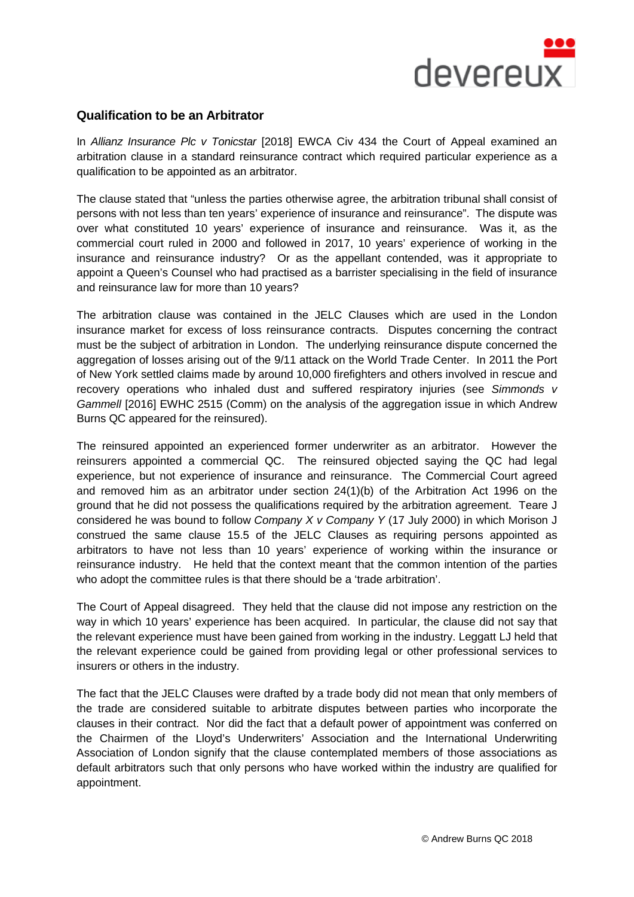## Qualification to be an Arbitrator

In *Allianz Insurance Plc v Tonicstar* [2018] EWCA Civ 434 the Court of Appeal examined an arbitration clause in a standard reinsurance contract which required particular experience as a qualification to be appointed as an arbitrator.

The clause stated that "unless the parties otherwise agree, the arbitration tribunal shall consist of persons with not less than ten years' experience of insurance and reinsurance". The dispute was over what constituted 10 years' experience of insurance and reinsurance. Was it, as the commercial court ruled in 2000 and followed in 2017, 10 years' experience of working in the insurance and reinsurance industry? Or as the appellant contended, was it appropriate to appoint a Queen's Counsel who had practised as a barrister specialising in the field of insurance and reinsurance law for more than 10 years?

The arbitration clause was contained in the JELC Clauses which are used in the London insurance market for excess of loss reinsurance contracts. Disputes concerning the contract must be the subject of arbitration in London. The underlying reinsurance dispute concerned the aggregation of losses arising out of the 9/11 attack on the World Trade Center. In 2011 the Port of New York settled claims made by around 10,000 firefighters and others involved in rescue and recovery operations who inhaled dust and suffered respiratory injuries (see *Simmonds v Gammell* [2016] EWHC 2515 (Comm) on the analysis of the aggregation issue in which Andrew Burns QC appeared for the reinsured).

The reinsured appointed an experienced former underwriter as an arbitrator. However the reinsurers appointed a commercial QC. The reinsured objected saying the QC had legal experience, but not experience of insurance and reinsurance. The Commercial Court agreed and removed him as an arbitrator under section 24(1)(b) of the Arbitration Act 1996 on the ground that he did not possess the qualifications required by the arbitration agreement. Teare J considered he was bound to follow *Company X v Company Y* (17 July 2000) in which Morison J construed the same clause 15.5 of the JELC Clauses as requiring persons appointed as arbitrators to have not less than 10 years' experience of working within the insurance or reinsurance industry. He held that the context meant that the common intention of the parties who adopt the committee rules is that there should be a 'trade arbitration'.

The Court of Appeal disagreed. They held that the clause did not impose any restriction on the way in which 10 years' experience has been acquired. In particular, the clause did not say that the relevant experience must have been gained from working in the industry. Leggatt LJ held that the relevant experience could be gained from providing legal or other professional services to insurers or others in the industry.

The fact that the JELC Clauses were drafted by a trade body did not mean that only members of the trade are considered suitable to arbitrate disputes between parties who incorporate the clauses in their contract. Nor did the fact that a default power of appointment was conferred on the Chairmen of the Lloyd's Underwriters' Association and the International Underwriting Association of London signify that the clause contemplated members of those associations as default arbitrators such that only persons who have worked within the industry are qualified for appointment.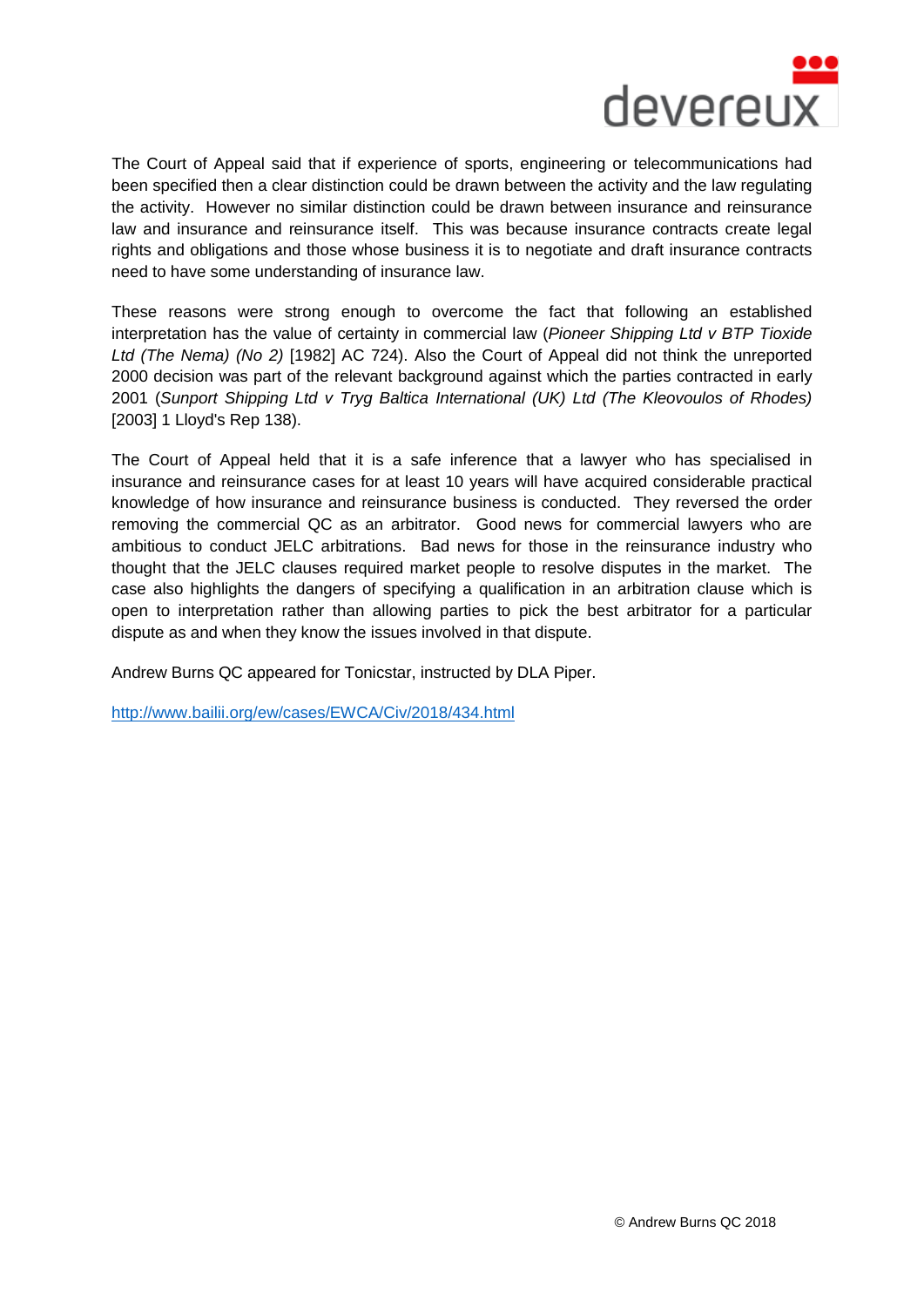The Court of Appeal said that if experience of sports, engineering or telecommunications had been specified then a clear distinction could be drawn between the activity and the law regulating the activity. However no similar distinction could be drawn between insurance and reinsurance law and insurance and reinsurance itself. This was because insurance contracts create legal rights and obligations and those whose business it is to negotiate and draft insurance contracts need to have some understanding of insurance law.

These reasons were strong enough to overcome the fact that following an established interpretation has the value of certainty in commercial law (*Pioneer Shipping Ltd v BTP Tioxide Ltd (The Nema) (No 2)* [1982] AC 724). Also the Court of Appeal did not think the unreported 2000 decision was part of the relevant background against which the parties contracted in early 2001 (*Sunport Shipping Ltd v Tryg Baltica International (UK) Ltd (The Kleovoulos of Rhodes)* [2003] 1 Lloyd's Rep 138).

The Court of Appeal held that it is a safe inference that a lawyer who has specialised in insurance and reinsurance cases for at least 10 years will have acquired considerable practical knowledge of how insurance and reinsurance business is conducted. They reversed the order removing the commercial QC as an arbitrator. Good news for commercial lawyers who are ambitious to conduct JELC arbitrations. Bad news for those in the reinsurance industry who thought that the JELC clauses required market people to resolve disputes in the market. The case also highlights the dangers of specifying a qualification in an arbitration clause which is open to interpretation rather than allowing parties to pick the best arbitrator for a particular dispute as and when they know the issues involved in that dispute.

Andrew Burns QC appeared for Tonicstar, instructed by DLA Piper.

[http://www.bailii.org/ew/cases/EWCA/Civ/2018/434.html](http://www.bailii.org/ew/cases/EWCA/Civ/2018/434.html)

© Andrew Burns QC 2018